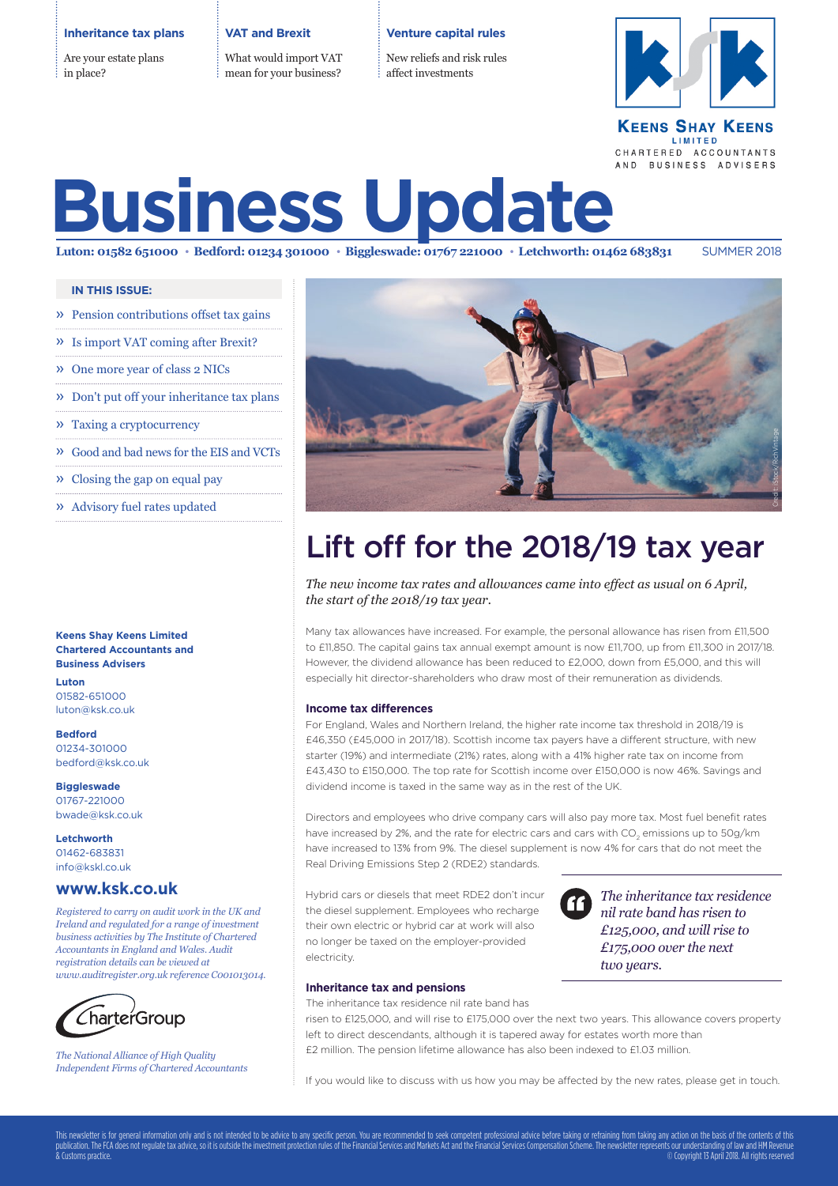**Inheritance tax plans**

Are your estate plans in place?

**VAT and Brexit**

What would import VAT mean for your business?

**Venture capital rules**

New reliefs and risk rules affect investments

KEENS SHAY KEENS LIMITED
CHARTERED ACCOUNTANTS AND BUSINESS ADVISERS

# Business Update

**Luton: 01582 651000 • Bedford: 01234 301000 • Biggleswade: 01767 221000 • Letchworth: 01462 683831** SUMMER 2018

**IN THIS ISSUE:**

- » Pension contributions offset tax gains
- » Is import VAT coming after Brexit?
- » One more year of class 2 NICs
- » Don't put off your inheritance tax plans
- » Taxing a cryptocurrency
- » Good and bad news for the EIS and VCTs
- » Closing the gap on equal pay
- » Advisory fuel rates updated

Credit: iStock/RichVintage

## Lift off for the 2018/19 tax year

*The new income tax rates and allowances came into effect as usual on 6 April, the start of the 2018/19 tax year.*

Many tax allowances have increased. For example, the personal allowance has risen from £11,500 to £11,850. The capital gains tax annual exempt amount is now £11,700, up from £11,300 in 2017/18. However, the dividend allowance has been reduced to £2,000, down from £5,000, and this will especially hit director-shareholders who draw most of their remuneration as dividends.

### Income tax differences

For England, Wales and Northern Ireland, the higher rate income tax threshold in 2018/19 is £46,350 (£45,000 in 2017/18). Scottish income tax payers have a different structure, with new starter (19%) and intermediate (21%) rates, along with a 41% higher rate tax on income from £43,430 to £150,000. The top rate for Scottish income over £150,000 is now 46%. Savings and dividend income is taxed in the same way as in the rest of the UK.

Directors and employees who drive company cars will also pay more tax. Most fuel benefit rates have increased by 2%, and the rate for electric cars and cars with $CO_2$ emissions up to 50g/km have increased to 13% from 9%. The diesel supplement is now 4% for cars that do not meet the Real Driving Emissions Step 2 (RDE2) standards.

Hybrid cars or diesels that meet RDE2 don't incur the diesel supplement. Employees who recharge their own electric or hybrid car at work will also no longer be taxed on the employer-provided electricity.

> *The inheritance tax residence nil rate band has risen to £125,000, and will rise to £175,000 over the next two years.*

### Inheritance tax and pensions

The inheritance tax residence nil rate band has risen to £125,000, and will rise to £175,000 over the next two years. This allowance covers property left to direct descendants, although it is tapered away for estates worth more than £2 million. The pension lifetime allowance has also been indexed to £1.03 million.

If you would like to discuss with us how you may be affected by the new rates, please get in touch.

**Keens Shay Keens Limited Chartered Accountants and Business Advisers**

**Luton**
01582-651000
luton@ksk.co.uk

**Bedford**
01234-301000
bedford@ksk.co.uk

**Biggleswade**
01767-221000
bwade@ksk.co.uk

**Letchworth**
01462-683831
info@kskl.co.uk

## www.ksk.co.uk

*Registered to carry on audit work in the UK and Ireland and regulated for a range of investment business activities by The Institute of Chartered Accountants in England and Wales. Audit registration details can be viewed at www.auditregister.org.uk reference C001013014.*

CharterGroup

*The National Alliance of High Quality Independent Firms of Chartered Accountants*

This newsletter is for general information only and is not intended to be advice to any specific person. You are recommended to seek competent professional advice before taking or refraining from taking any action on the basis of the contents of this publication. The FCA does not regulate tax advice, so it is outside the investment protection rules of the Financial Services and Markets Act and the Financial Services Compensation Scheme. The newsletter represents our understanding of law and HM Revenue & Customs practice. © Copyright 13 April 2018. All rights reserved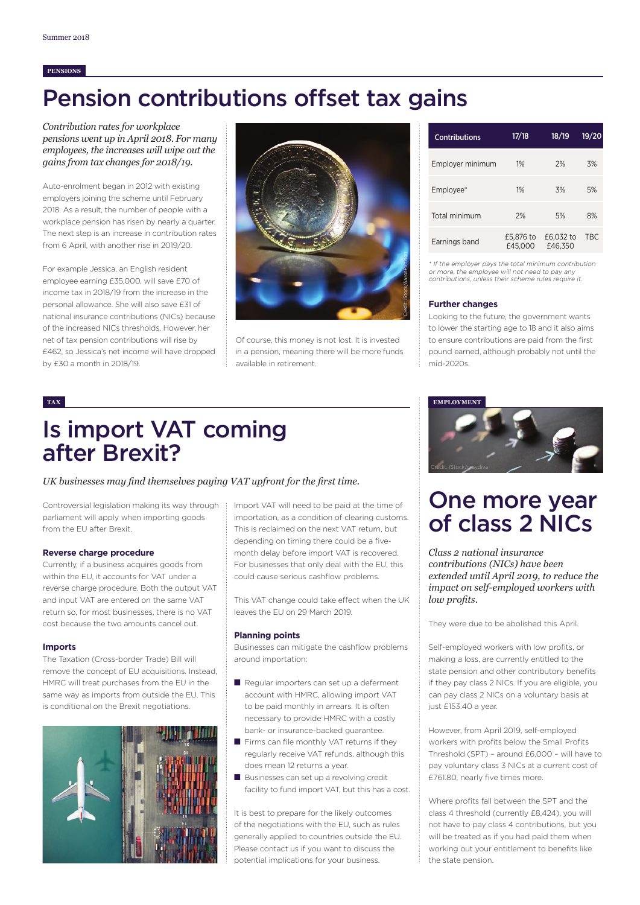PENSIONS

# Pension contributions offset tax gains

*Contribution rates for workplace pensions went up in April 2018. For many employees, the increases will wipe out the gains from tax changes for 2018/19.*

Auto-enrolment began in 2012 with existing employers joining the scheme until February 2018. As a result, the number of people with a workplace pension has risen by nearly a quarter. The next step is an increase in contribution rates from 6 April, with another rise in 2019/20.

For example Jessica, an English resident employee earning £35,000, will save £70 of income tax in 2018/19 from the increase in the personal allowance. She will also save £31 of national insurance contributions (NICs) because of the increased NICs thresholds. However, her net of tax pension contributions will rise by £462, so Jessica's net income will have dropped by £30 a month in 2018/19.

Of course, this money is not lost. It is invested in a pension, meaning there will be more funds available in retirement.

| Contributions | 17/18 | 18/19 | 19/20 |
|---|---|---|---|
| Employer minimum | 1% | 2% | 3% |
| Employee* | 1% | 3% | 5% |
| Total minimum | 2% | 5% | 8% |
| Earnings band | £5,876 to £45,000 | £6,032 to £46,350 | TBC |

*\* If the employer pays the total minimum contribution or more, the employee will not need to pay any contributions, unless their scheme rules require it.*

### Further changes

Looking to the future, the government wants to lower the starting age to 18 and it also aims to ensure contributions are paid from the first pound earned, although probably not until the mid-2020s.

TAX

# Is import VAT coming after Brexit?

*UK businesses may find themselves paying VAT upfront for the first time.*

Controversial legislation making its way through parliament will apply when importing goods from the EU after Brexit.

### Reverse charge procedure

Currently, if a business acquires goods from within the EU, it accounts for VAT under a reverse charge procedure. Both the output VAT and input VAT are entered on the same VAT return so, for most businesses, there is no VAT cost because the two amounts cancel out.

### Imports

The Taxation (Cross-border Trade) Bill will remove the concept of EU acquisitions. Instead, HMRC will treat purchases from the EU in the same way as imports from outside the EU. This is conditional on the Brexit negotiations.

Import VAT will need to be paid at the time of importation, as a condition of clearing customs. This is reclaimed on the next VAT return, but depending on timing there could be a five-month delay before import VAT is recovered. For businesses that only deal with the EU, this could cause serious cashflow problems.

This VAT change could take effect when the UK leaves the EU on 29 March 2019.

### Planning points

Businesses can mitigate the cashflow problems around importation:

- Regular importers can set up a deferment account with HMRC, allowing import VAT to be paid monthly in arrears. It is often necessary to provide HMRC with a costly bank- or insurance-backed guarantee.
- Firms can file monthly VAT returns if they regularly receive VAT refunds, although this does mean 12 returns a year.
- Businesses can set up a revolving credit facility to fund import VAT, but this has a cost.

It is best to prepare for the likely outcomes of the negotiations with the EU, such as rules generally applied to countries outside the EU. Please contact us if you want to discuss the potential implications for your business.

EMPLOYMENT

# One more year of class 2 NICs

*Class 2 national insurance contributions (NICs) have been extended until April 2019, to reduce the impact on self-employed workers with low profits.*

They were due to be abolished this April.

Self-employed workers with low profits, or making a loss, are currently entitled to the state pension and other contributory benefits if they pay class 2 NICs. If you are eligible, you can pay class 2 NICs on a voluntary basis at just £153.40 a year.

However, from April 2019, self-employed workers with profits below the Small Profits Threshold (SPT) – around £6,000 – will have to pay voluntary class 3 NICs at a current cost of £761.80, nearly five times more.

Where profits fall between the SPT and the class 4 threshold (currently £8,424), you will not have to pay class 4 contributions, but you will be treated as if you had paid them when working out your entitlement to benefits like the state pension.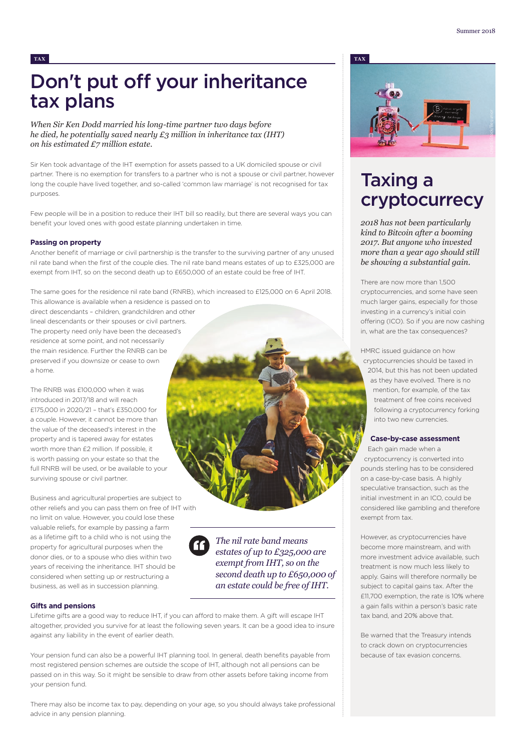TAX

# Don't put off your inheritance tax plans

*When Sir Ken Dodd married his long-time partner two days before he died, he potentially saved nearly £3 million in inheritance tax (IHT) on his estimated £7 million estate.*

Sir Ken took advantage of the IHT exemption for assets passed to a UK domiciled spouse or civil partner. There is no exemption for transfers to a partner who is not a spouse or civil partner, however long the couple have lived together, and so-called 'common law marriage' is not recognised for tax purposes.

Few people will be in a position to reduce their IHT bill so readily, but there are several ways you can benefit your loved ones with good estate planning undertaken in time.

### Passing on property

Another benefit of marriage or civil partnership is the transfer to the surviving partner of any unused nil rate band when the first of the couple dies. The nil rate band means estates of up to £325,000 are exempt from IHT, so on the second death up to £650,000 of an estate could be free of IHT.

The same goes for the residence nil rate band (RNRB), which increased to £125,000 on 6 April 2018. This allowance is available when a residence is passed on to direct descendants – children, grandchildren and other lineal descendants or their spouses or civil partners. The property need only have been the deceased's residence at some point, and not necessarily the main residence. Further the RNRB can be preserved if you downsize or cease to own a home.

The RNRB was £100,000 when it was introduced in 2017/18 and will reach £175,000 in 2020/21 – that's £350,000 for a couple. However, it cannot be more than the value of the deceased's interest in the property and is tapered away for estates worth more than £2 million. If possible, it is worth passing on your estate so that the full RNRB will be used, or be available to your surviving spouse or civil partner.

Business and agricultural properties are subject to other reliefs and you can pass them on free of IHT with no limit on value. However, you could lose these valuable reliefs, for example by passing a farm as a lifetime gift to a child who is not using the property for agricultural purposes when the donor dies, or to a spouse who dies within two years of receiving the inheritance. IHT should be considered when setting up or restructuring a business, as well as in succession planning.

> *The nil rate band means estates of up to £325,000 are exempt from IHT, so on the second death up to £650,000 of an estate could be free of IHT.*

### Gifts and pensions

Lifetime gifts are a good way to reduce IHT, if you can afford to make them. A gift will escape IHT altogether, provided you survive for at least the following seven years. It can be a good idea to insure against any liability in the event of earlier death.

Your pension fund can also be a powerful IHT planning tool. In general, death benefits payable from most registered pension schemes are outside the scope of IHT, although not all pensions can be passed on in this way. So it might be sensible to draw from other assets before taking income from your pension fund.

There may also be income tax to pay, depending on your age, so you should always take professional advice in any pension planning.

TAX

# Taxing a cryptocurrency

*2018 has not been particularly kind to Bitcoin after a booming 2017. But anyone who invested more than a year ago should still be showing a substantial gain.*

There are now more than 1,500 cryptocurrencies, and some have seen much larger gains, especially for those investing in a currency's initial coin offering (ICO). So if you are now cashing in, what are the tax consequences?

HMRC issued guidance on how cryptocurrencies should be taxed in 2014, but this has not been updated as they have evolved. There is no mention, for example, of the tax treatment of free coins received following a cryptocurrency forking into two new currencies.

### Case-by-case assessment

Each gain made when a cryptocurrency is converted into pounds sterling has to be considered on a case-by-case basis. A highly speculative transaction, such as the initial investment in an ICO, could be considered like gambling and therefore exempt from tax.

However, as cryptocurrencies have become more mainstream, and with more investment advice available, such treatment is now much less likely to apply. Gains will therefore normally be subject to capital gains tax. After the £11,700 exemption, the rate is 10% where a gain falls within a person's basic rate tax band, and 20% above that.

Be warned that the Treasury intends to crack down on cryptocurrencies because of tax evasion concerns.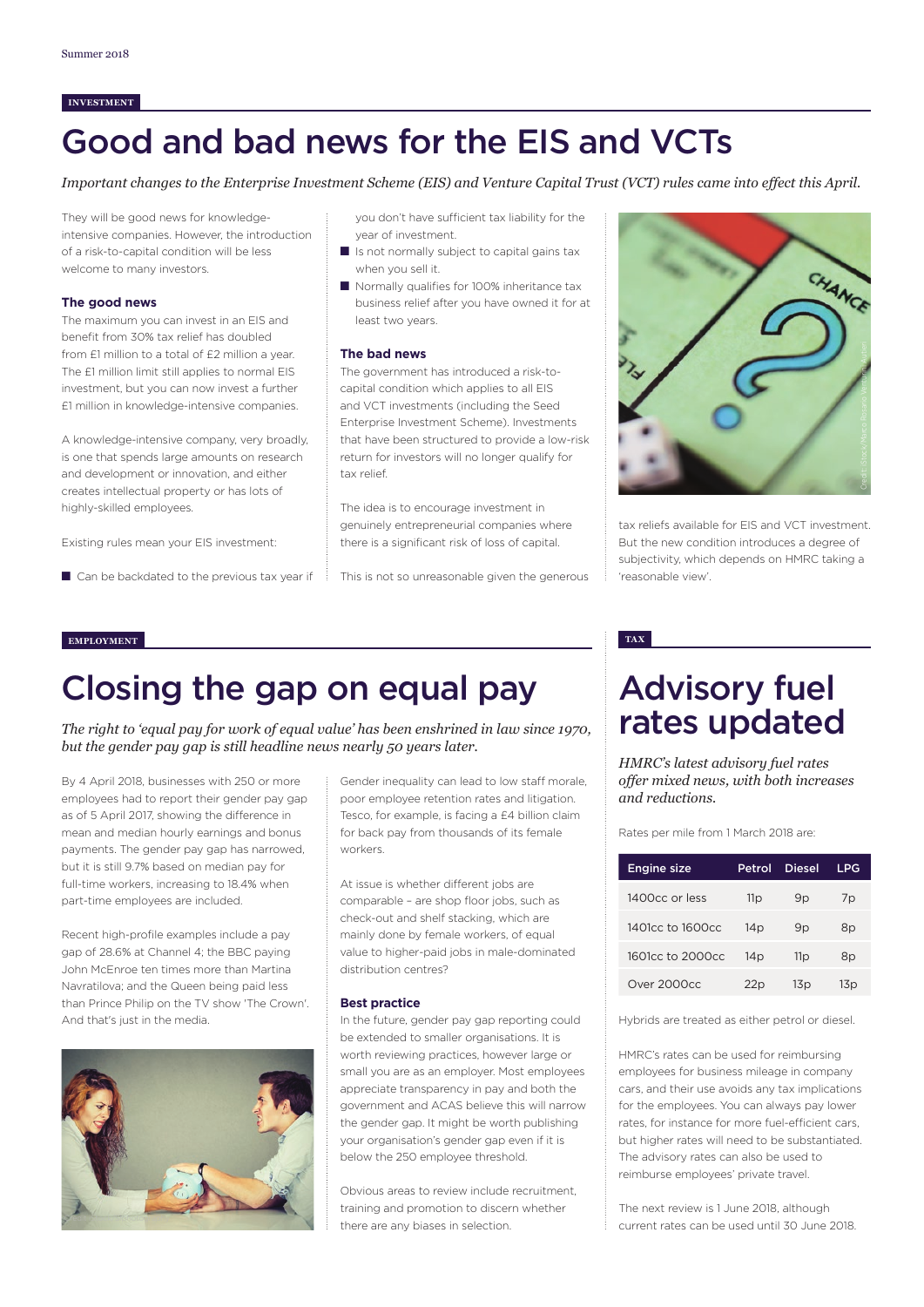INVESTMENT

# Good and bad news for the EIS and VCTs

*Important changes to the Enterprise Investment Scheme (EIS) and Venture Capital Trust (VCT) rules came into effect this April.*

They will be good news for knowledge-intensive companies. However, the introduction of a risk-to-capital condition will be less welcome to many investors.

### The good news

The maximum you can invest in an EIS and benefit from 30% tax relief has doubled from £1 million to a total of £2 million a year. The £1 million limit still applies to normal EIS investment, but you can now invest a further £1 million in knowledge-intensive companies.

A knowledge-intensive company, very broadly, is one that spends large amounts on research and development or innovation, and either creates intellectual property or has lots of highly-skilled employees.

Existing rules mean your EIS investment:

- Can be backdated to the previous tax year if you don't have sufficient tax liability for the year of investment.
- Is not normally subject to capital gains tax when you sell it.
- Normally qualifies for 100% inheritance tax business relief after you have owned it for at least two years.

### The bad news

The government has introduced a risk-to-capital condition which applies to all EIS and VCT investments (including the Seed Enterprise Investment Scheme). Investments that have been structured to provide a low-risk return for investors will no longer qualify for tax relief.

The idea is to encourage investment in genuinely entrepreneurial companies where there is a significant risk of loss of capital.

This is not so unreasonable given the generous tax reliefs available for EIS and VCT investment. But the new condition introduces a degree of subjectivity, which depends on HMRC taking a 'reasonable view'.

EMPLOYMENT

# Closing the gap on equal pay

*The right to 'equal pay for work of equal value' has been enshrined in law since 1970, but the gender pay gap is still headline news nearly 50 years later.*

By 4 April 2018, businesses with 250 or more employees had to report their gender pay gap as of 5 April 2017, showing the difference in mean and median hourly earnings and bonus payments. The gender pay gap has narrowed, but it is still 9.7% based on median pay for full-time workers, increasing to 18.4% when part-time employees are included.

Recent high-profile examples include a pay gap of 28.6% at Channel 4; the BBC paying John McEnroe ten times more than Martina Navratilova; and the Queen being paid less than Prince Philip on the TV show 'The Crown'. And that's just in the media.

Gender inequality can lead to low staff morale, poor employee retention rates and litigation. Tesco, for example, is facing a £4 billion claim for back pay from thousands of its female workers.

At issue is whether different jobs are comparable – are shop floor jobs, such as check-out and shelf stacking, which are mainly done by female workers, of equal value to higher-paid jobs in male-dominated distribution centres?

### Best practice

In the future, gender pay gap reporting could be extended to smaller organisations. It is worth reviewing practices, however large or small you are as an employer. Most employees appreciate transparency in pay and both the government and ACAS believe this will narrow the gender gap. It might be worth publishing your organisation's gender gap even if it is below the 250 employee threshold.

Obvious areas to review include recruitment, training and promotion to discern whether there are any biases in selection.

TAX

# Advisory fuel rates updated

*HMRC's latest advisory fuel rates offer mixed news, with both increases and reductions.*

Rates per mile from 1 March 2018 are:

| Engine size | Petrol | Diesel | LPG |
|---|---|---|---|
| 1400cc or less | 11p | 9p | 7p |
| 1401cc to 1600cc | 14p | 9p | 8p |
| 1601cc to 2000cc | 14p | 11p | 8p |
| Over 2000cc | 22p | 13p | 13p |

Hybrids are treated as either petrol or diesel.

HMRC's rates can be used for reimbursing employees for business mileage in company cars, and their use avoids any tax implications for the employees. You can always pay lower rates, for instance for more fuel-efficient cars, but higher rates will need to be substantiated. The advisory rates can also be used to reimburse employees' private travel.

The next review is 1 June 2018, although current rates can be used until 30 June 2018.